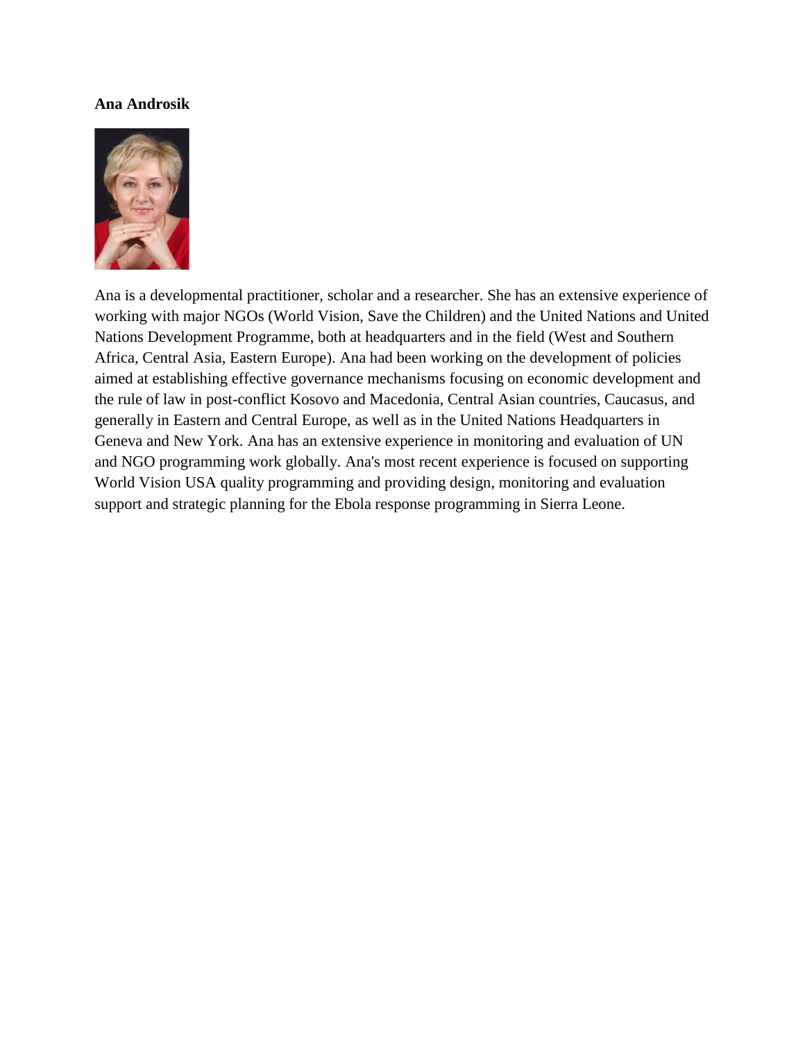**Ana Androsik**

Ana is a developmental practitioner, scholar and a researcher. She has an extensive experience of working with major NGOs (World Vision, Save the Children) and the United Nations and United Nations Development Programme, both at headquarters and in the field (West and Southern Africa, Central Asia, Eastern Europe). Ana had been working on the development of policies aimed at establishing effective governance mechanisms focusing on economic development and the rule of law in post-conflict Kosovo and Macedonia, Central Asian countries, Caucasus, and generally in Eastern and Central Europe, as well as in the United Nations Headquarters in Geneva and New York. Ana has an extensive experience in monitoring and evaluation of UN and NGO programming work globally. Ana's most recent experience is focused on supporting World Vision USA quality programming and providing design, monitoring and evaluation support and strategic planning for the Ebola response programming in Sierra Leone.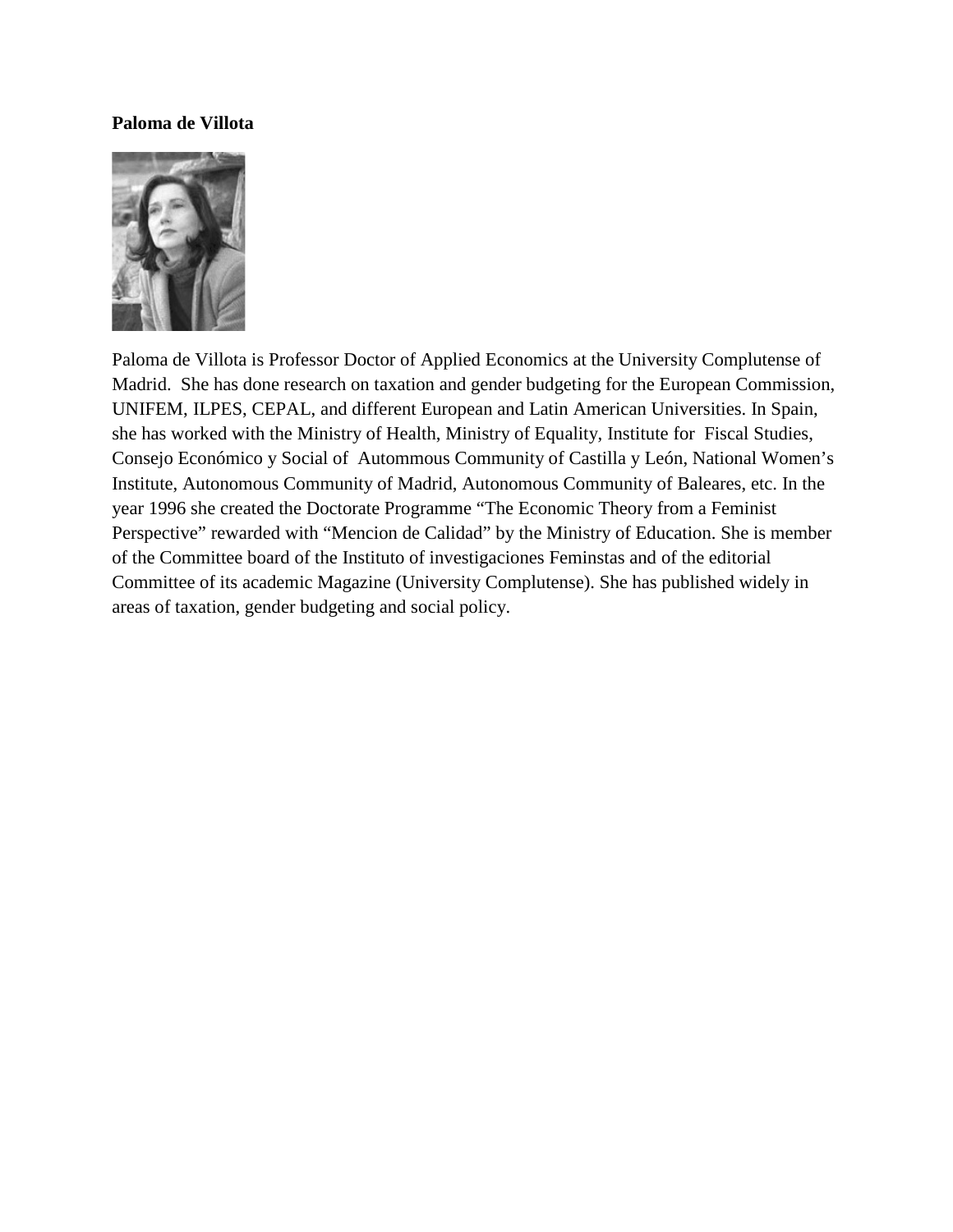**Paloma de Villota**

Paloma de Villota is Professor Doctor of Applied Economics at the University Complutense of Madrid. She has done research on taxation and gender budgeting for the European Commission, UNIFEM, ILPES, CEPAL, and different European and Latin American Universities. In Spain, she has worked with the Ministry of Health, Ministry of Equality, Institute for Fiscal Studies, Consejo Económico y Social of Autommous Community of Castilla y León, National Women's Institute, Autonomous Community of Madrid, Autonomous Community of Baleares, etc. In the year 1996 she created the Doctorate Programme "The Economic Theory from a Feminist Perspective" rewarded with "Mencion de Calidad" by the Ministry of Education. She is member of the Committee board of the Instituto of investigaciones Feminstas and of the editorial Committee of its academic Magazine (University Complutense). She has published widely in areas of taxation, gender budgeting and social policy.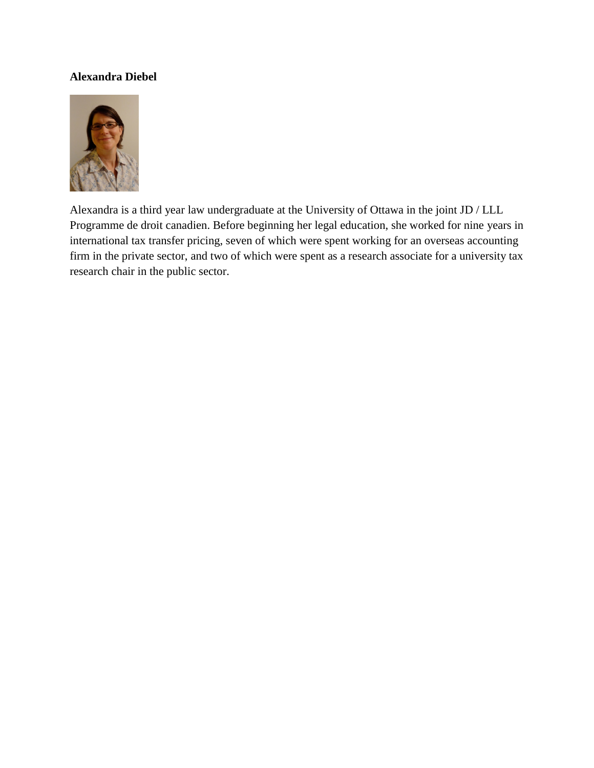**Alexandra Diebel**

Alexandra is a third year law undergraduate at the University of Ottawa in the joint JD / LLL Programme de droit canadien. Before beginning her legal education, she worked for nine years in international tax transfer pricing, seven of which were spent working for an overseas accounting firm in the private sector, and two of which were spent as a research associate for a university tax research chair in the public sector.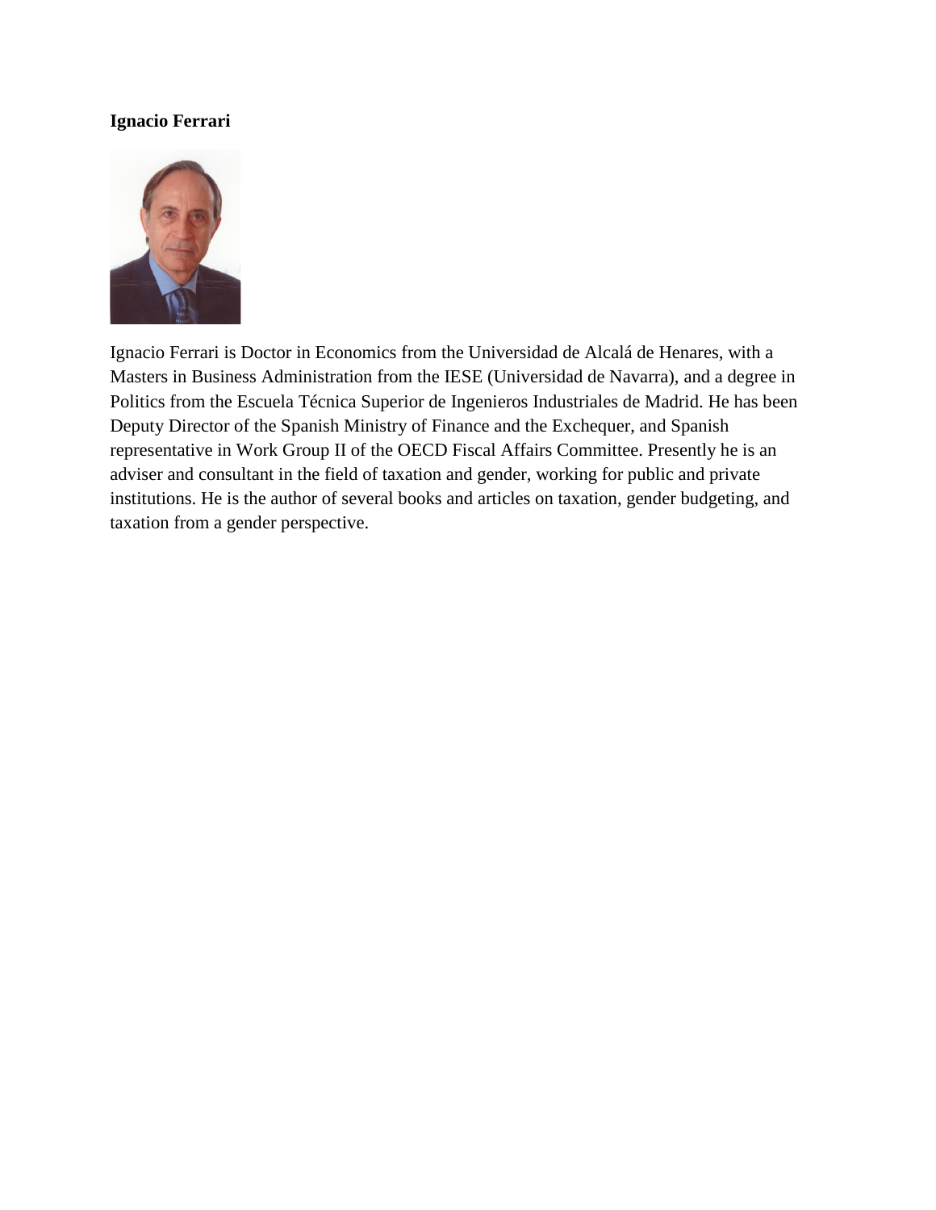**Ignacio Ferrari**

Ignacio Ferrari is Doctor in Economics from the Universidad de Alcalá de Henares, with a Masters in Business Administration from the IESE (Universidad de Navarra), and a degree in Politics from the Escuela Técnica Superior de Ingenieros Industriales de Madrid. He has been Deputy Director of the Spanish Ministry of Finance and the Exchequer, and Spanish representative in Work Group II of the OECD Fiscal Affairs Committee. Presently he is an adviser and consultant in the field of taxation and gender, working for public and private institutions. He is the author of several books and articles on taxation, gender budgeting, and taxation from a gender perspective.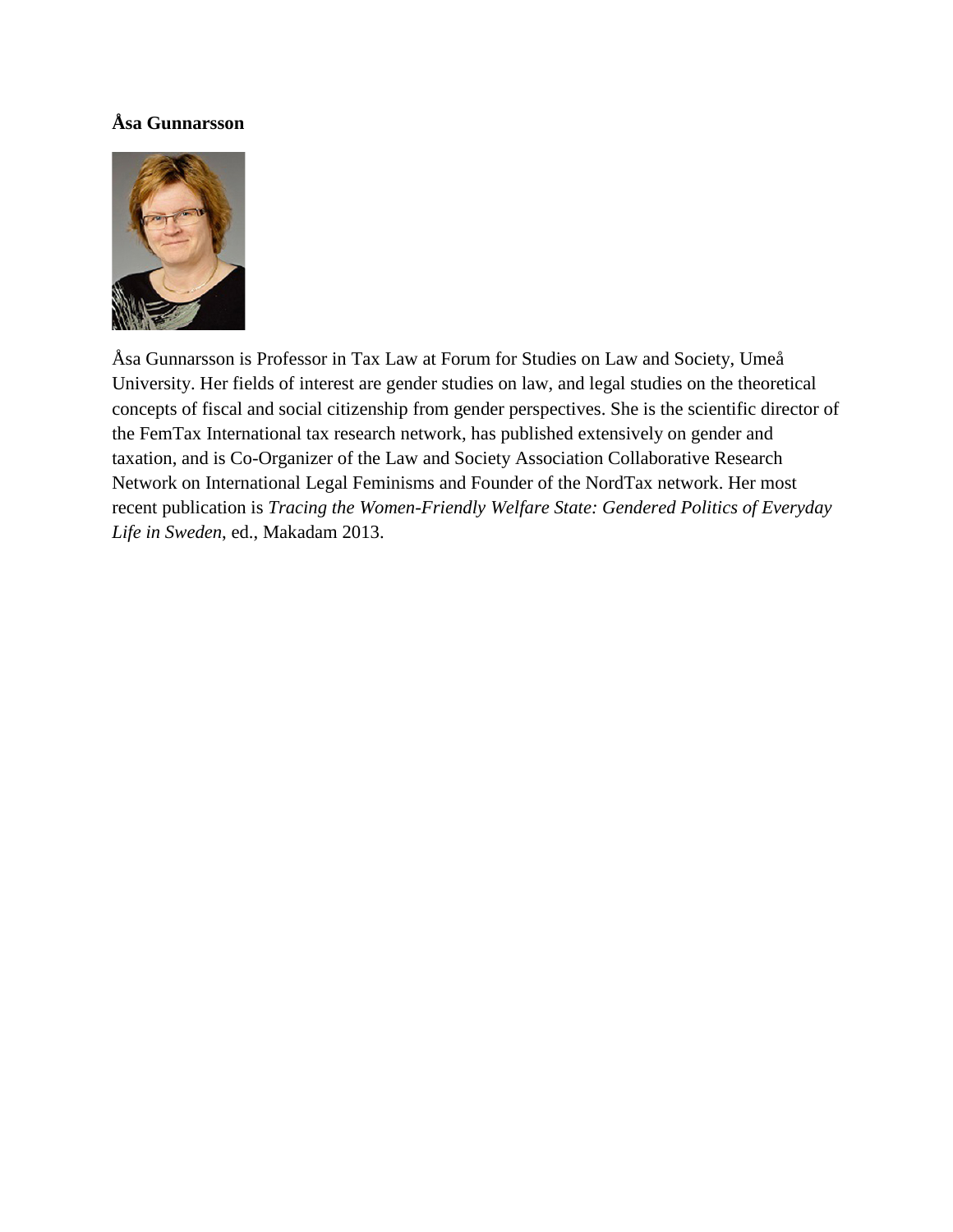**Åsa Gunnarsson**

Åsa Gunnarsson is Professor in Tax Law at Forum for Studies on Law and Society, Umeå University. Her fields of interest are gender studies on law, and legal studies on the theoretical concepts of fiscal and social citizenship from gender perspectives. She is the scientific director of the FemTax International tax research network, has published extensively on gender and taxation, and is Co-Organizer of the Law and Society Association Collaborative Research Network on International Legal Feminisms and Founder of the NordTax network. Her most recent publication is *Tracing the Women-Friendly Welfare State: Gendered Politics of Everyday Life in Sweden*, ed., Makadam 2013.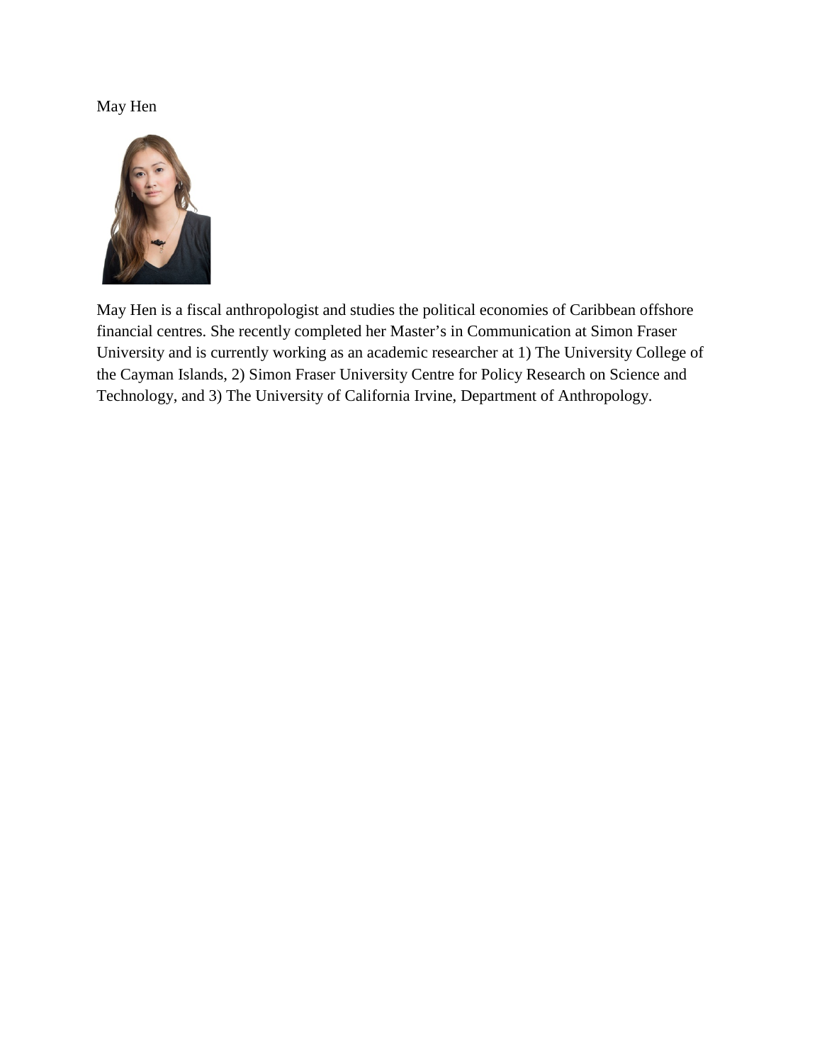May Hen

May Hen is a fiscal anthropologist and studies the political economies of Caribbean offshore financial centres. She recently completed her Master's in Communication at Simon Fraser University and is currently working as an academic researcher at 1) The University College of the Cayman Islands, 2) Simon Fraser University Centre for Policy Research on Science and Technology, and 3) The University of California Irvine, Department of Anthropology.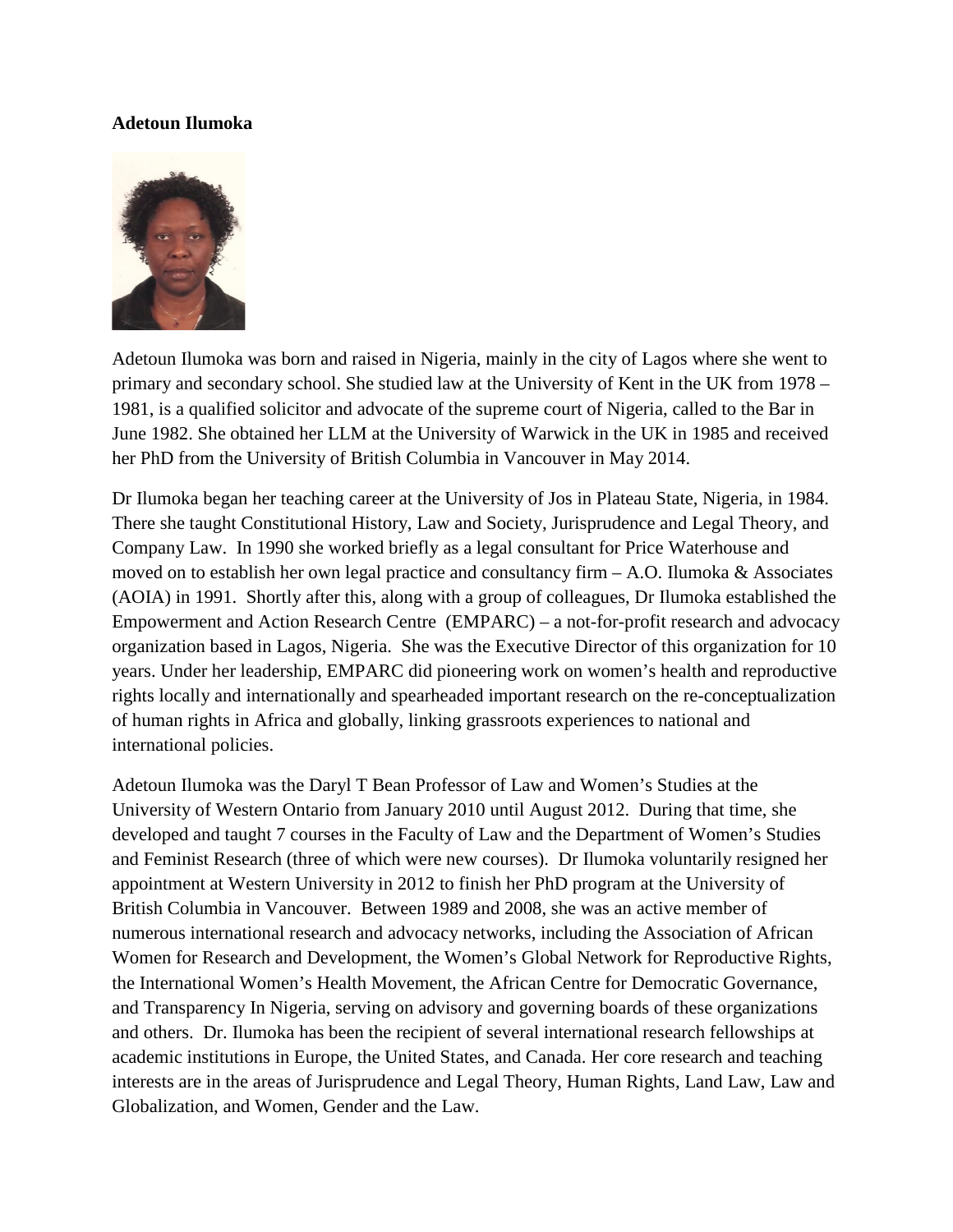**Adetoun Ilumoka**

Adetoun Ilumoka was born and raised in Nigeria, mainly in the city of Lagos where she went to primary and secondary school. She studied law at the University of Kent in the UK from 1978 – 1981, is a qualified solicitor and advocate of the supreme court of Nigeria, called to the Bar in June 1982. She obtained her LLM at the University of Warwick in the UK in 1985 and received her PhD from the University of British Columbia in Vancouver in May 2014.

Dr Ilumoka began her teaching career at the University of Jos in Plateau State, Nigeria, in 1984. There she taught Constitutional History, Law and Society, Jurisprudence and Legal Theory, and Company Law. In 1990 she worked briefly as a legal consultant for Price Waterhouse and moved on to establish her own legal practice and consultancy firm – A.O. Ilumoka & Associates (AOIA) in 1991. Shortly after this, along with a group of colleagues, Dr Ilumoka established the Empowerment and Action Research Centre (EMPARC) – a not-for-profit research and advocacy organization based in Lagos, Nigeria. She was the Executive Director of this organization for 10 years. Under her leadership, EMPARC did pioneering work on women's health and reproductive rights locally and internationally and spearheaded important research on the re-conceptualization of human rights in Africa and globally, linking grassroots experiences to national and international policies.

Adetoun Ilumoka was the Daryl T Bean Professor of Law and Women's Studies at the University of Western Ontario from January 2010 until August 2012. During that time, she developed and taught 7 courses in the Faculty of Law and the Department of Women's Studies and Feminist Research (three of which were new courses). Dr Ilumoka voluntarily resigned her appointment at Western University in 2012 to finish her PhD program at the University of British Columbia in Vancouver. Between 1989 and 2008, she was an active member of numerous international research and advocacy networks, including the Association of African Women for Research and Development, the Women's Global Network for Reproductive Rights, the International Women's Health Movement, the African Centre for Democratic Governance, and Transparency In Nigeria, serving on advisory and governing boards of these organizations and others. Dr. Ilumoka has been the recipient of several international research fellowships at academic institutions in Europe, the United States, and Canada. Her core research and teaching interests are in the areas of Jurisprudence and Legal Theory, Human Rights, Land Law, Law and Globalization, and Women, Gender and the Law.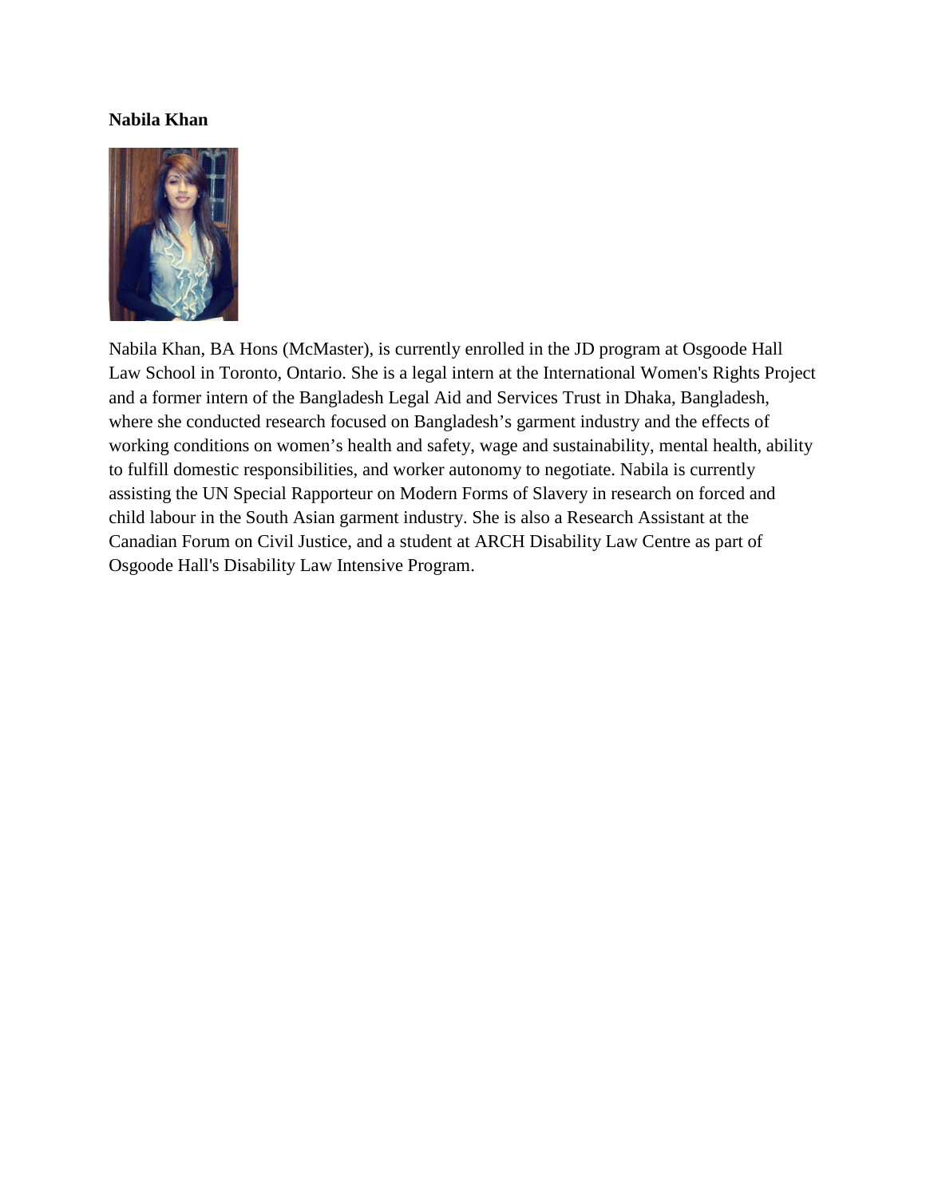**Nabila Khan**

Nabila Khan, BA Hons (McMaster), is currently enrolled in the JD program at Osgoode Hall Law School in Toronto, Ontario. She is a legal intern at the International Women's Rights Project and a former intern of the Bangladesh Legal Aid and Services Trust in Dhaka, Bangladesh, where she conducted research focused on Bangladesh's garment industry and the effects of working conditions on women's health and safety, wage and sustainability, mental health, ability to fulfill domestic responsibilities, and worker autonomy to negotiate. Nabila is currently assisting the UN Special Rapporteur on Modern Forms of Slavery in research on forced and child labour in the South Asian garment industry. She is also a Research Assistant at the Canadian Forum on Civil Justice, and a student at ARCH Disability Law Centre as part of Osgoode Hall's Disability Law Intensive Program.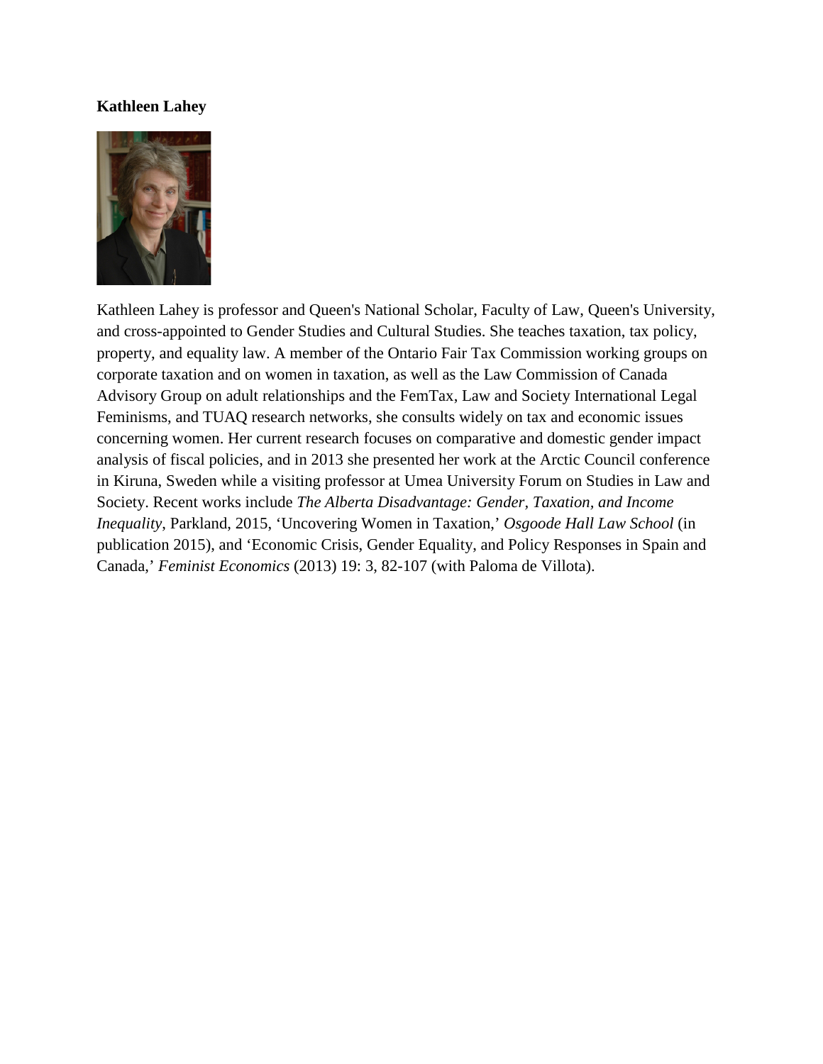**Kathleen Lahey**

Kathleen Lahey is professor and Queen's National Scholar, Faculty of Law, Queen's University, and cross-appointed to Gender Studies and Cultural Studies. She teaches taxation, tax policy, property, and equality law. A member of the Ontario Fair Tax Commission working groups on corporate taxation and on women in taxation, as well as the Law Commission of Canada Advisory Group on adult relationships and the FemTax, Law and Society International Legal Feminisms, and TUAQ research networks, she consults widely on tax and economic issues concerning women. Her current research focuses on comparative and domestic gender impact analysis of fiscal policies, and in 2013 she presented her work at the Arctic Council conference in Kiruna, Sweden while a visiting professor at Umea University Forum on Studies in Law and Society. Recent works include *The Alberta Disadvantage: Gender, Taxation, and Income Inequality*, Parkland, 2015, 'Uncovering Women in Taxation,' *Osgoode Hall Law School* (in publication 2015), and 'Economic Crisis, Gender Equality, and Policy Responses in Spain and Canada,' *Feminist Economics* (2013) 19: 3, 82-107 (with Paloma de Villota).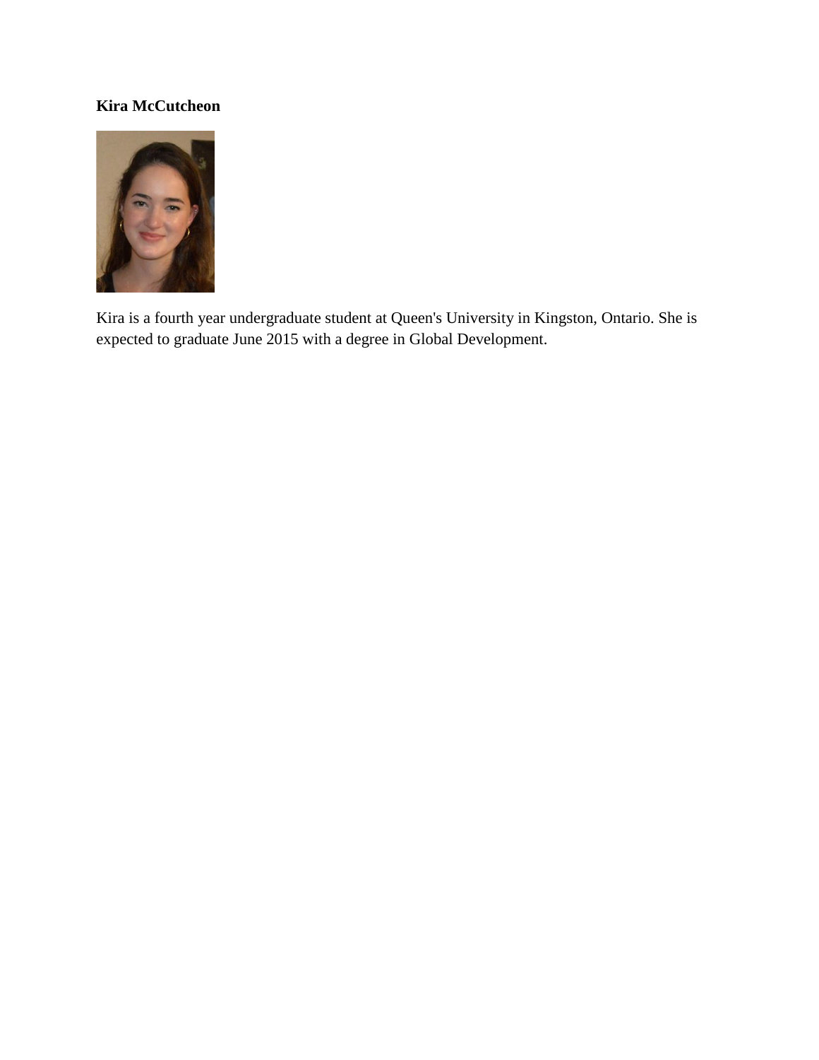**Kira McCutcheon**

Kira is a fourth year undergraduate student at Queen's University in Kingston, Ontario. She is expected to graduate June 2015 with a degree in Global Development.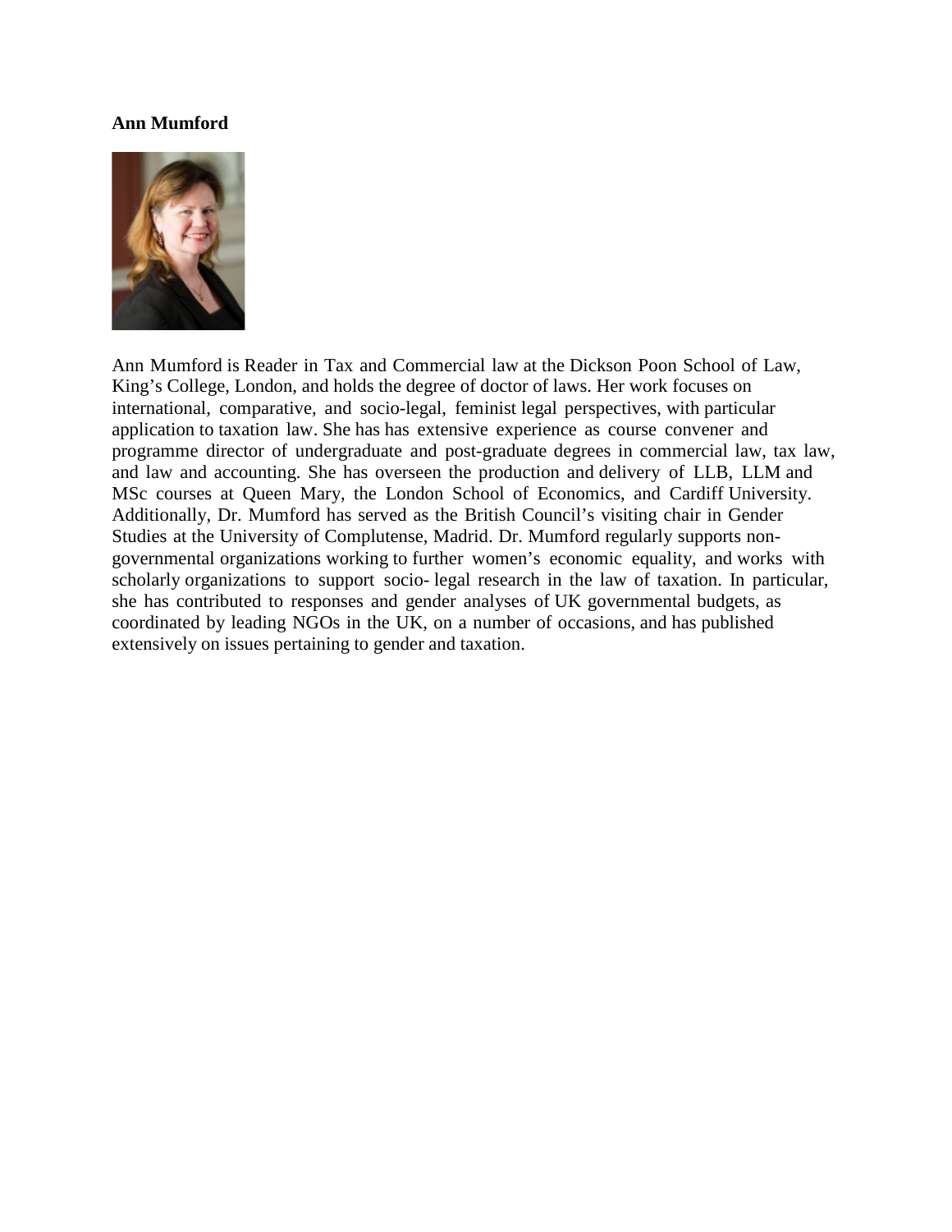**Ann Mumford**

Ann Mumford is Reader in Tax and Commercial law at the Dickson Poon School of Law, King's College, London, and holds the degree of doctor of laws. Her work focuses on international, comparative, and socio-legal, feminist legal perspectives, with particular application to taxation law. She has has extensive experience as course convener and programme director of undergraduate and post-graduate degrees in commercial law, tax law, and law and accounting. She has overseen the production and delivery of LLB, LLM and MSc courses at Queen Mary, the London School of Economics, and Cardiff University. Additionally, Dr. Mumford has served as the British Council's visiting chair in Gender Studies at the University of Complutense, Madrid. Dr. Mumford regularly supports non-governmental organizations working to further women's economic equality, and works with scholarly organizations to support socio- legal research in the law of taxation. In particular, she has contributed to responses and gender analyses of UK governmental budgets, as coordinated by leading NGOs in the UK, on a number of occasions, and has published extensively on issues pertaining to gender and taxation.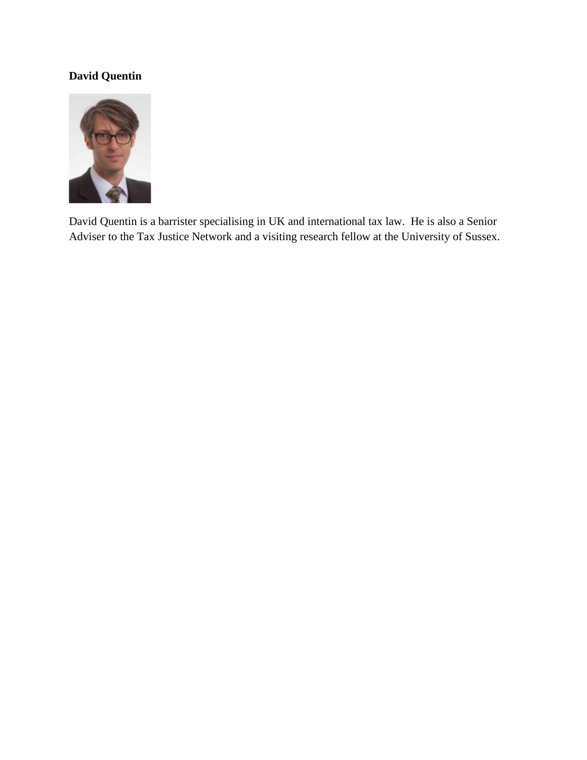**David Quentin**

David Quentin is a barrister specialising in UK and international tax law. He is also a Senior Adviser to the Tax Justice Network and a visiting research fellow at the University of Sussex.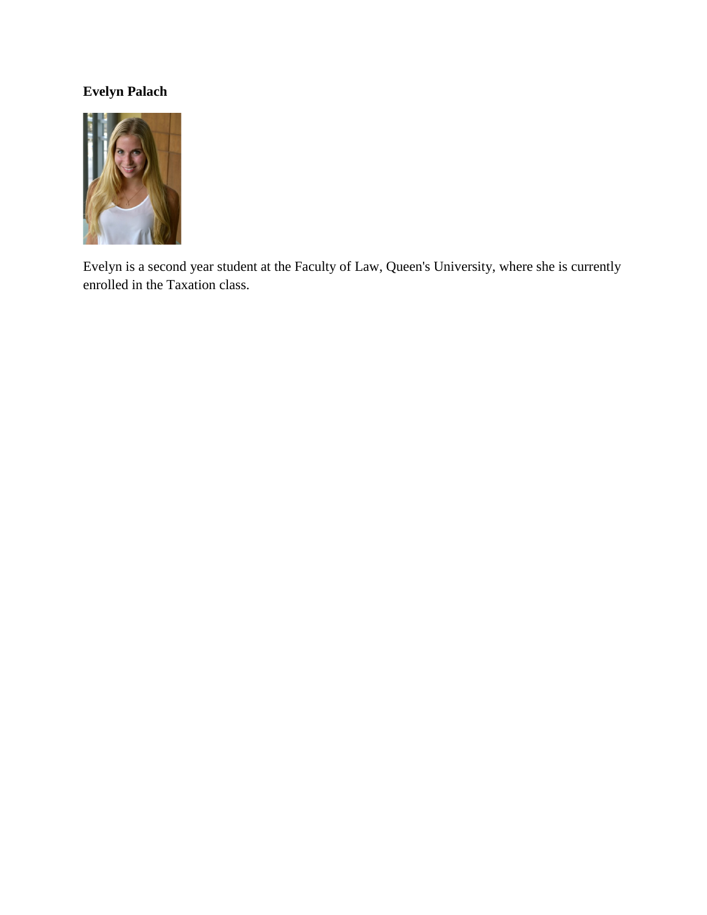**Evelyn Palach**

Evelyn is a second year student at the Faculty of Law, Queen's University, where she is currently enrolled in the Taxation class.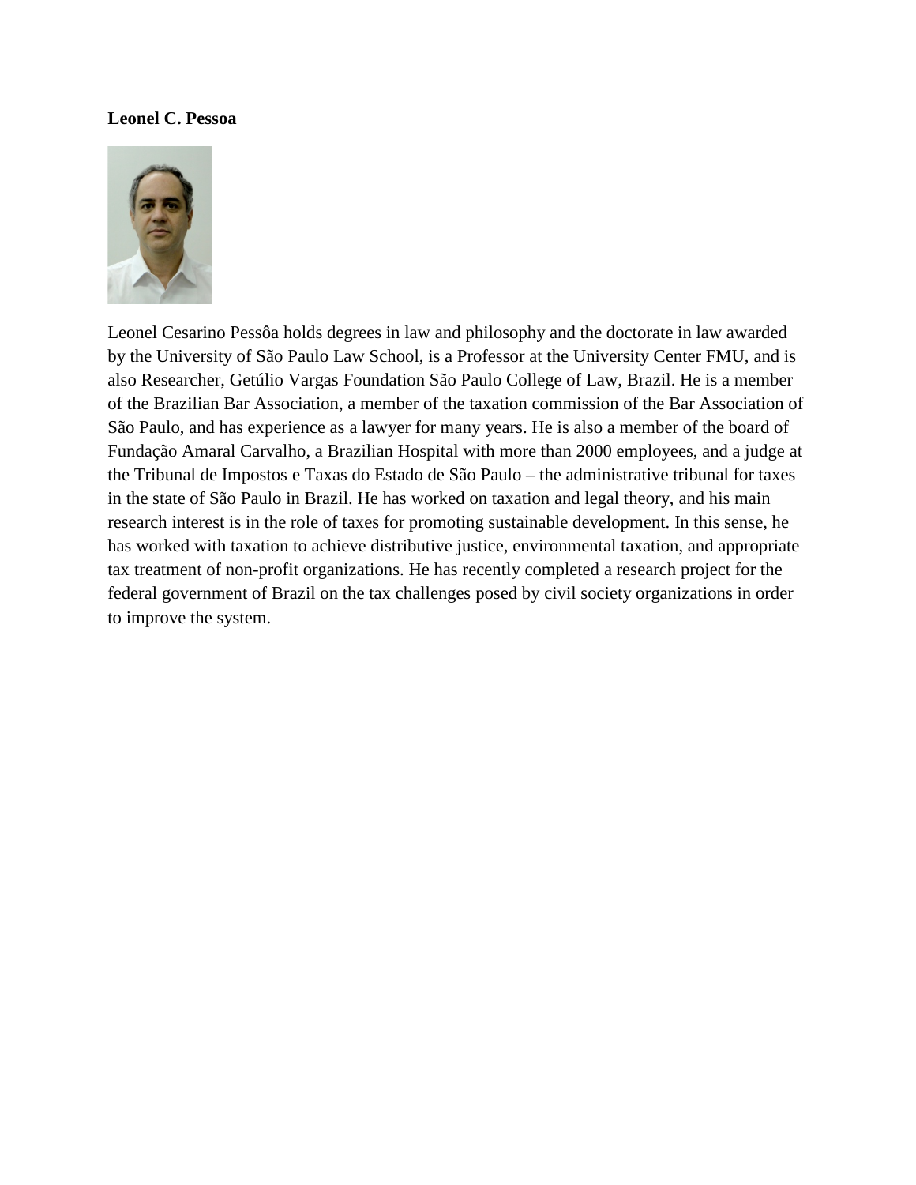**Leonel C. Pessoa**

Leonel Cesarino Pessôa holds degrees in law and philosophy and the doctorate in law awarded by the University of São Paulo Law School, is a Professor at the University Center FMU, and is also Researcher, Getúlio Vargas Foundation São Paulo College of Law, Brazil. He is a member of the Brazilian Bar Association, a member of the taxation commission of the Bar Association of São Paulo, and has experience as a lawyer for many years. He is also a member of the board of Fundação Amaral Carvalho, a Brazilian Hospital with more than 2000 employees, and a judge at the Tribunal de Impostos e Taxas do Estado de São Paulo – the administrative tribunal for taxes in the state of São Paulo in Brazil. He has worked on taxation and legal theory, and his main research interest is in the role of taxes for promoting sustainable development. In this sense, he has worked with taxation to achieve distributive justice, environmental taxation, and appropriate tax treatment of non-profit organizations. He has recently completed a research project for the federal government of Brazil on the tax challenges posed by civil society organizations in order to improve the system.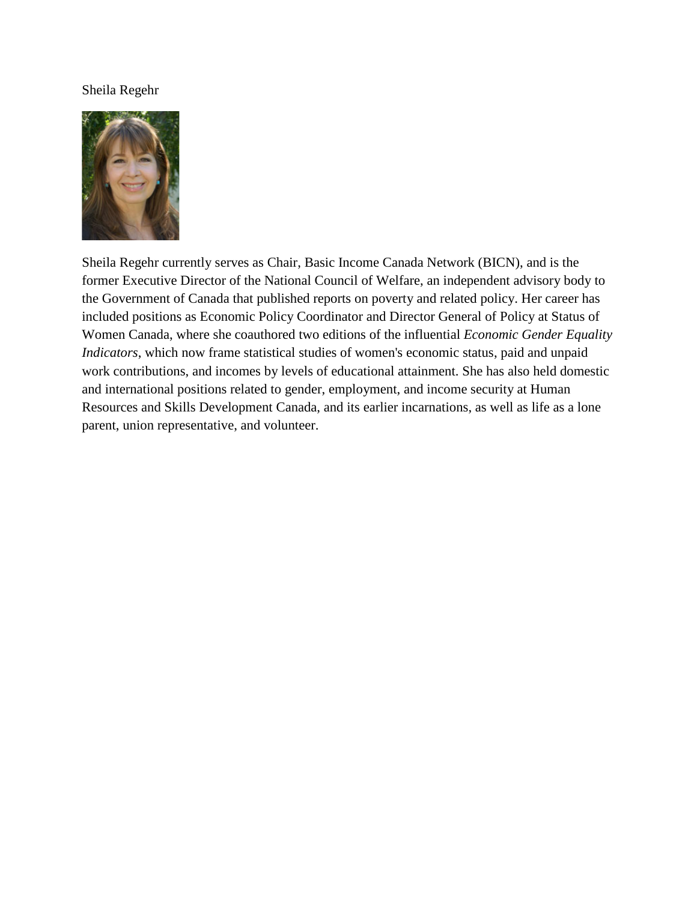Sheila Regehr

Sheila Regehr currently serves as Chair, Basic Income Canada Network (BICN), and is the former Executive Director of the National Council of Welfare, an independent advisory body to the Government of Canada that published reports on poverty and related policy. Her career has included positions as Economic Policy Coordinator and Director General of Policy at Status of Women Canada, where she coauthored two editions of the influential *Economic Gender Equality Indicators*, which now frame statistical studies of women's economic status, paid and unpaid work contributions, and incomes by levels of educational attainment. She has also held domestic and international positions related to gender, employment, and income security at Human Resources and Skills Development Canada, and its earlier incarnations, as well as life as a lone parent, union representative, and volunteer.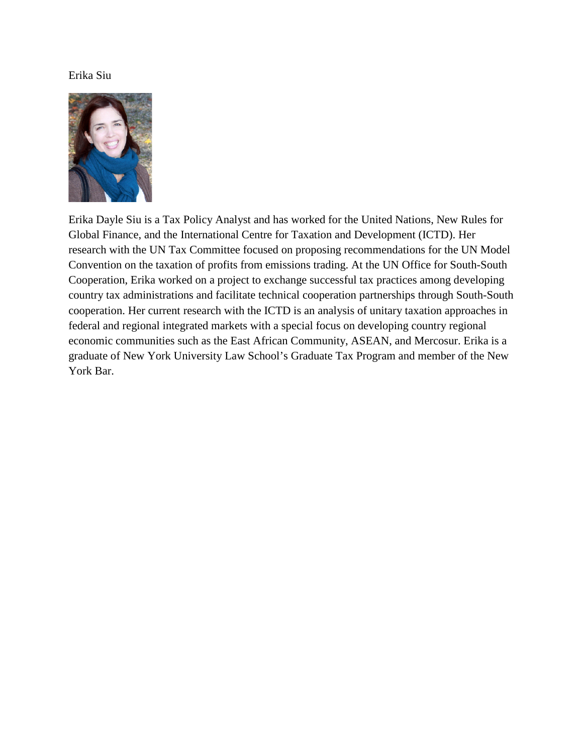Erika Siu

Erika Dayle Siu is a Tax Policy Analyst and has worked for the United Nations, New Rules for Global Finance, and the International Centre for Taxation and Development (ICTD). Her research with the UN Tax Committee focused on proposing recommendations for the UN Model Convention on the taxation of profits from emissions trading. At the UN Office for South-South Cooperation, Erika worked on a project to exchange successful tax practices among developing country tax administrations and facilitate technical cooperation partnerships through South-South cooperation. Her current research with the ICTD is an analysis of unitary taxation approaches in federal and regional integrated markets with a special focus on developing country regional economic communities such as the East African Community, ASEAN, and Mercosur. Erika is a graduate of New York University Law School's Graduate Tax Program and member of the New York Bar.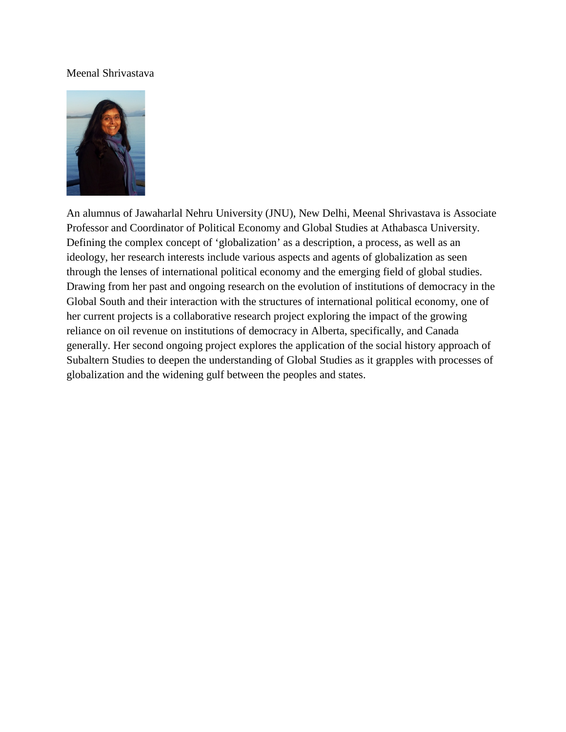Meenal Shrivastava

An alumnus of Jawaharlal Nehru University (JNU), New Delhi, Meenal Shrivastava is Associate Professor and Coordinator of Political Economy and Global Studies at Athabasca University. Defining the complex concept of 'globalization' as a description, a process, as well as an ideology, her research interests include various aspects and agents of globalization as seen through the lenses of international political economy and the emerging field of global studies. Drawing from her past and ongoing research on the evolution of institutions of democracy in the Global South and their interaction with the structures of international political economy, one of her current projects is a collaborative research project exploring the impact of the growing reliance on oil revenue on institutions of democracy in Alberta, specifically, and Canada generally. Her second ongoing project explores the application of the social history approach of Subaltern Studies to deepen the understanding of Global Studies as it grapples with processes of globalization and the widening gulf between the peoples and states.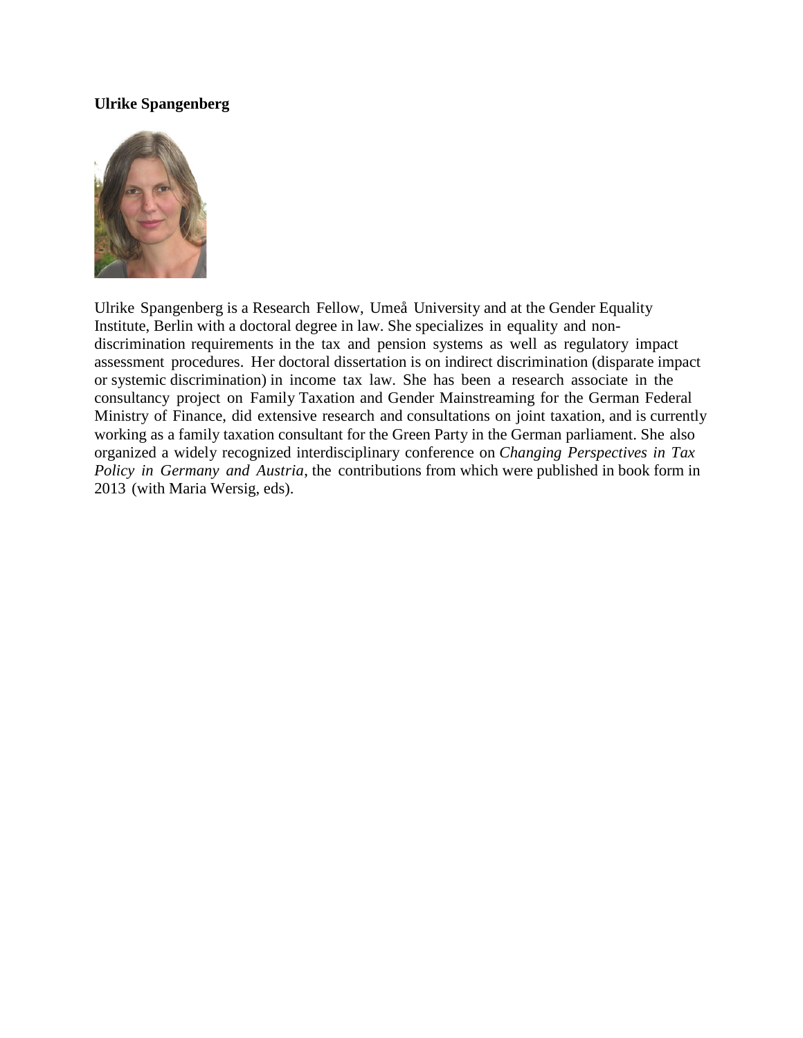**Ulrike Spangenberg**

Ulrike Spangenberg is a Research Fellow, Umeå University and at the Gender Equality Institute, Berlin with a doctoral degree in law. She specializes in equality and non-discrimination requirements in the tax and pension systems as well as regulatory impact assessment procedures. Her doctoral dissertation is on indirect discrimination (disparate impact or systemic discrimination) in income tax law. She has been a research associate in the consultancy project on Family Taxation and Gender Mainstreaming for the German Federal Ministry of Finance, did extensive research and consultations on joint taxation, and is currently working as a family taxation consultant for the Green Party in the German parliament. She also organized a widely recognized interdisciplinary conference on *Changing Perspectives in Tax Policy in Germany and Austria*, the contributions from which were published in book form in 2013 (with Maria Wersig, eds).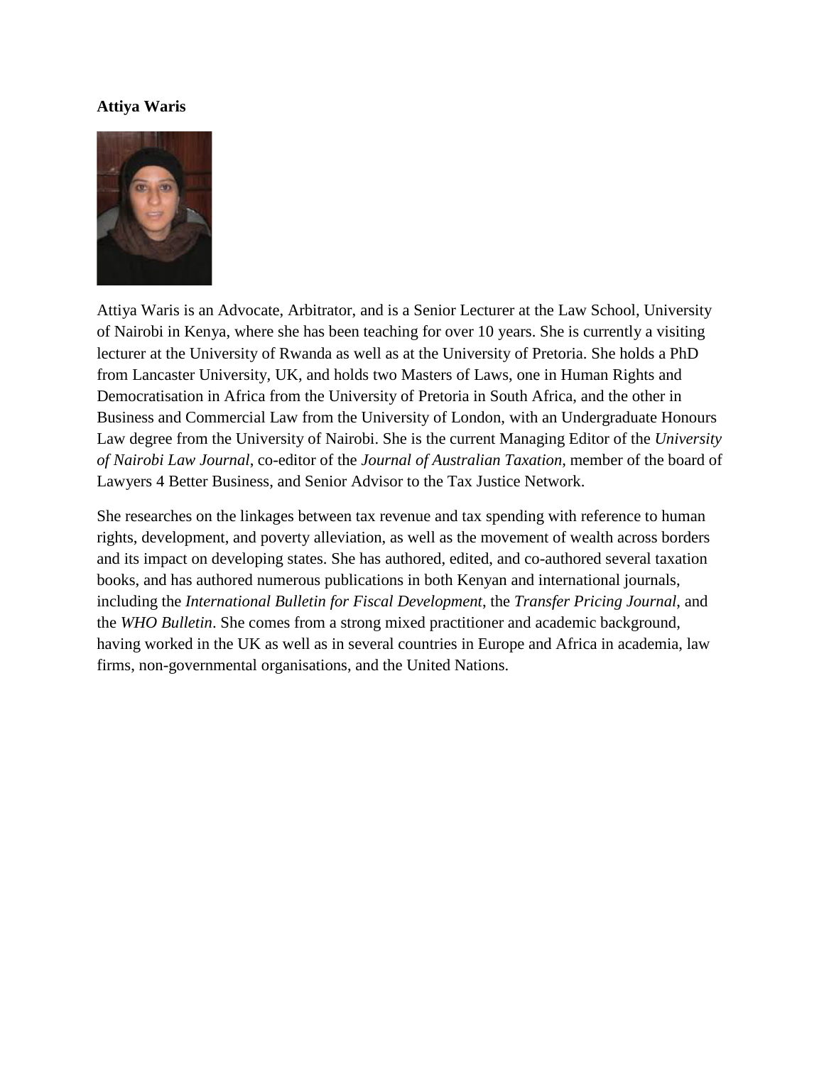**Attiya Waris**

Attiya Waris is an Advocate, Arbitrator, and is a Senior Lecturer at the Law School, University of Nairobi in Kenya, where she has been teaching for over 10 years. She is currently a visiting lecturer at the University of Rwanda as well as at the University of Pretoria. She holds a PhD from Lancaster University, UK, and holds two Masters of Laws, one in Human Rights and Democratisation in Africa from the University of Pretoria in South Africa, and the other in Business and Commercial Law from the University of London, with an Undergraduate Honours Law degree from the University of Nairobi. She is the current Managing Editor of the *University of Nairobi Law Journal*, co-editor of the *Journal of Australian Taxation*, member of the board of Lawyers 4 Better Business, and Senior Advisor to the Tax Justice Network.

She researches on the linkages between tax revenue and tax spending with reference to human rights, development, and poverty alleviation, as well as the movement of wealth across borders and its impact on developing states. She has authored, edited, and co-authored several taxation books, and has authored numerous publications in both Kenyan and international journals, including the *International Bulletin for Fiscal Development*, the *Transfer Pricing Journal*, and the *WHO Bulletin*. She comes from a strong mixed practitioner and academic background, having worked in the UK as well as in several countries in Europe and Africa in academia, law firms, non-governmental organisations, and the United Nations.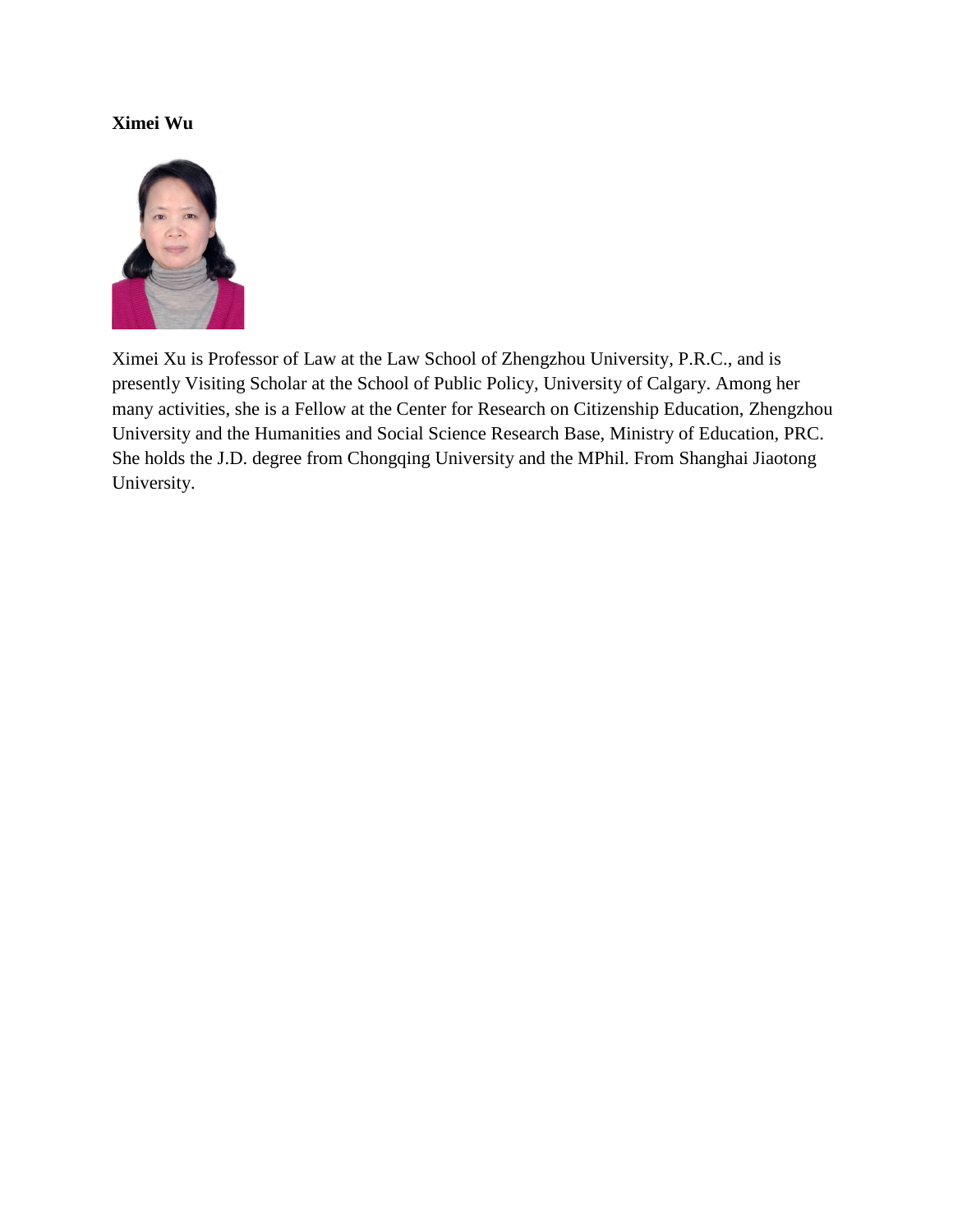**Ximei Wu**

Ximei Xu is Professor of Law at the Law School of Zhengzhou University, P.R.C., and is presently Visiting Scholar at the School of Public Policy, University of Calgary. Among her many activities, she is a Fellow at the Center for Research on Citizenship Education, Zhengzhou University and the Humanities and Social Science Research Base, Ministry of Education, PRC. She holds the J.D. degree from Chongqing University and the MPhil. From Shanghai Jiaotong University.